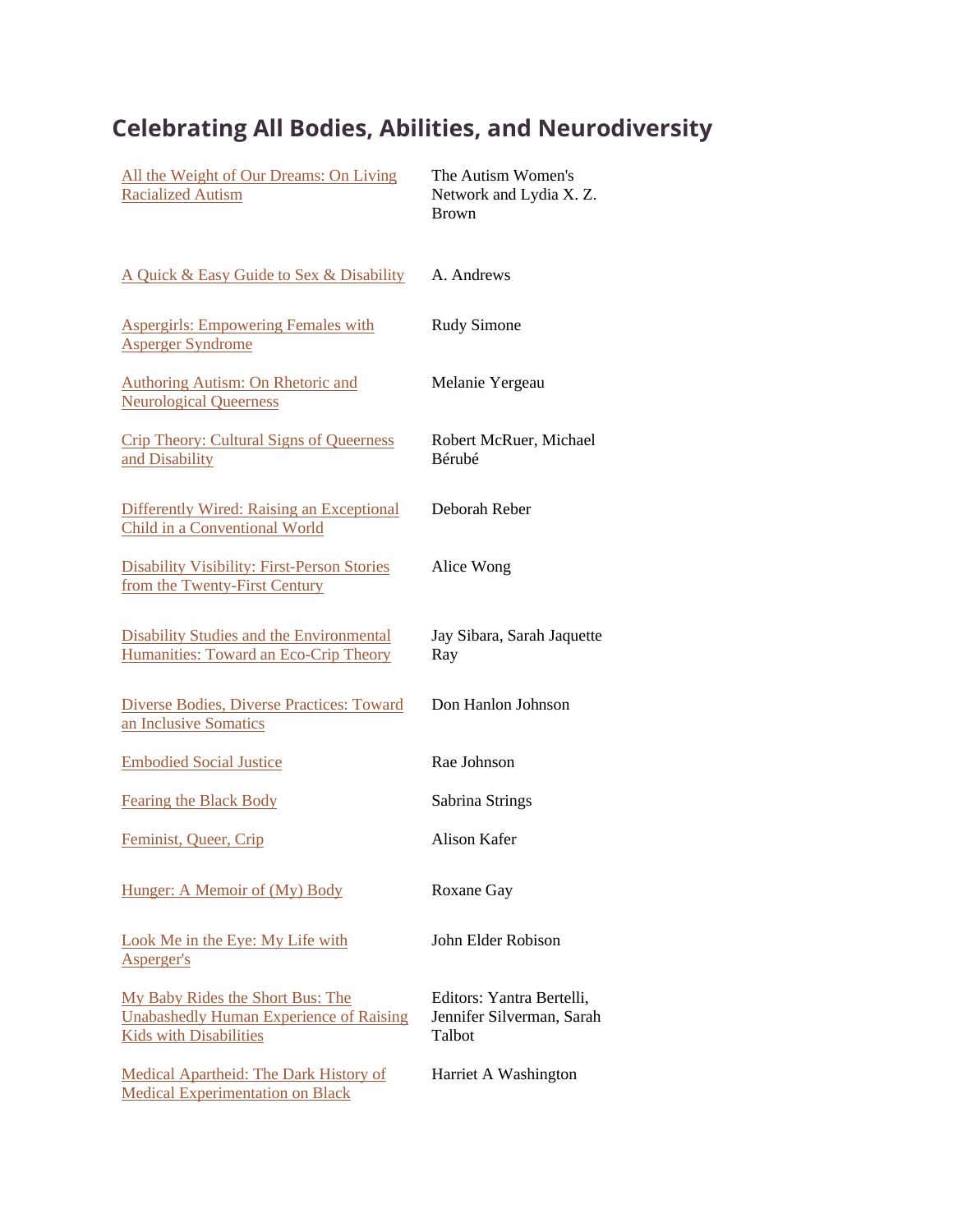## Celebrating All Bodies, Abilities, and Neurodiversity

| | |
|---|---|
| All the Weight of Our Dreams: On Living Racialized Autism | The Autism Women's Network and Lydia X. Z. Brown |
| A Quick & Easy Guide to Sex & Disability | A. Andrews |
| Aspergirls: Empowering Females with Asperger Syndrome | Rudy Simone |
| Authoring Autism: On Rhetoric and Neurological Queerness | Melanie Yergeau |
| Crip Theory: Cultural Signs of Queerness and Disability | Robert McRuer, Michael Bérubé |
| Differently Wired: Raising an Exceptional Child in a Conventional World | Deborah Reber |
| Disability Visibility: First-Person Stories from the Twenty-First Century | Alice Wong |
| Disability Studies and the Environmental Humanities: Toward an Eco-Crip Theory | Jay Sibara, Sarah Jaquette Ray |
| Diverse Bodies, Diverse Practices: Toward an Inclusive Somatics | Don Hanlon Johnson |
| Embodied Social Justice | Rae Johnson |
| Fearing the Black Body | Sabrina Strings |
| Feminist, Queer, Crip | Alison Kafer |
| Hunger: A Memoir of (My) Body | Roxane Gay |
| Look Me in the Eye: My Life with Asperger's | John Elder Robison |
| My Baby Rides the Short Bus: The Unabashedly Human Experience of Raising Kids with Disabilities | Editors: Yantra Bertelli, Jennifer Silverman, Sarah Talbot |
| Medical Apartheid: The Dark History of Medical Experimentation on Black | Harriet A Washington |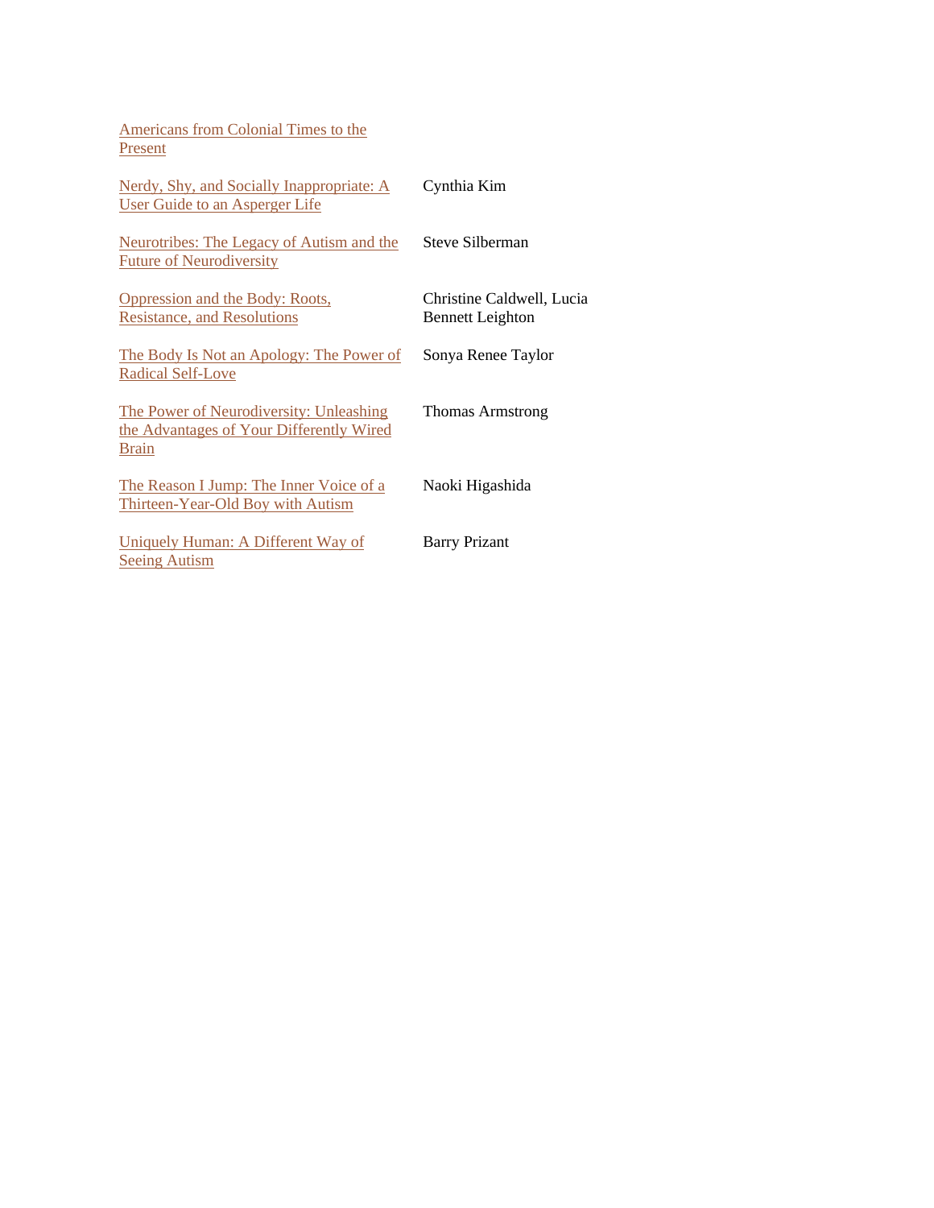| | |
|---|---|
| Americans from Colonial Times to the Present | |
| Nerdy, Shy, and Socially Inappropriate: A User Guide to an Asperger Life | Cynthia Kim |
| Neurotribes: The Legacy of Autism and the Future of Neurodiversity | Steve Silberman |
| Oppression and the Body: Roots, Resistance, and Resolutions | Christine Caldwell, Lucia Bennett Leighton |
| The Body Is Not an Apology: The Power of Radical Self-Love | Sonya Renee Taylor |
| The Power of Neurodiversity: Unleashing the Advantages of Your Differently Wired Brain | Thomas Armstrong |
| The Reason I Jump: The Inner Voice of a Thirteen-Year-Old Boy with Autism | Naoki Higashida |
| Uniquely Human: A Different Way of Seeing Autism | Barry Prizant |